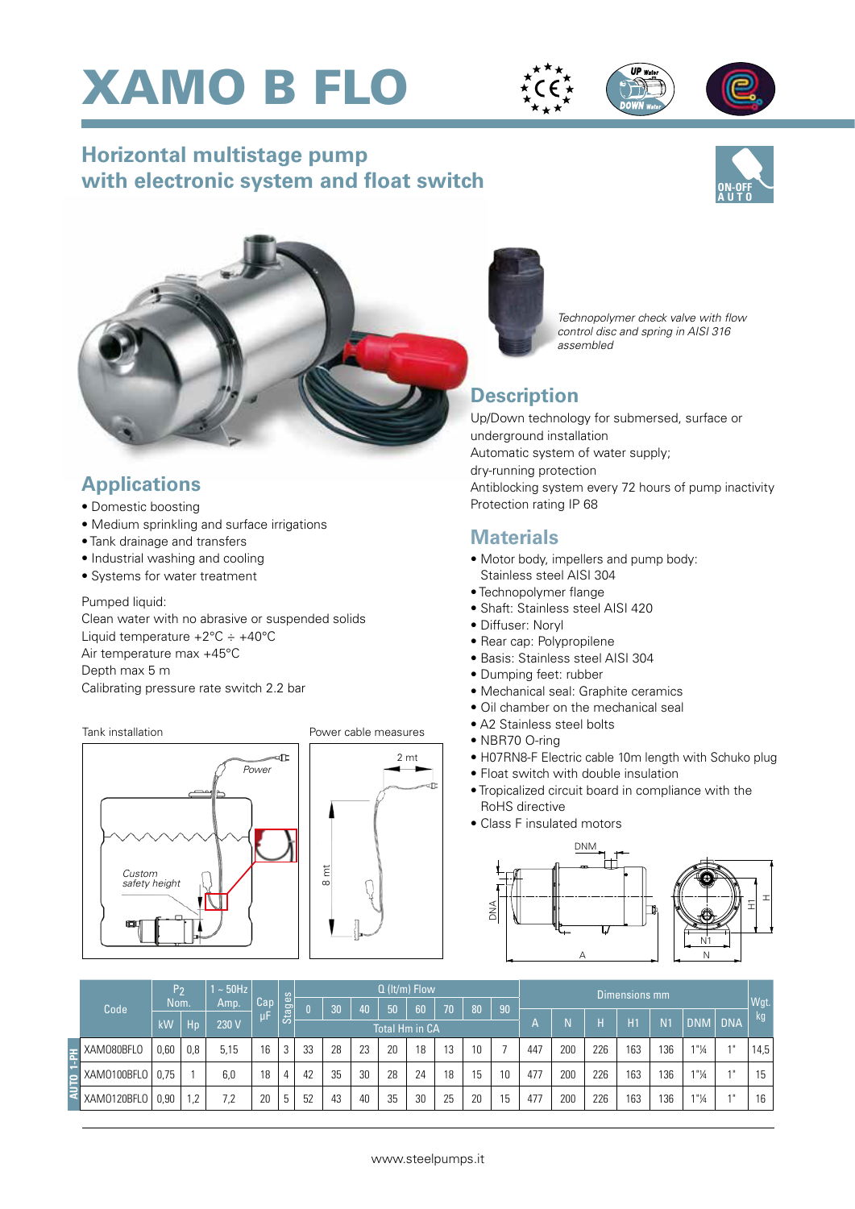# XAMO B FLO

## Horizontal multistage pump with electronic system and float switch

ON-OFF AUTO

*Technopolymer check valve with flow control disc and spring in AISI 316 assembled*

## Applications

- Domestic boosting
- Medium sprinkling and surface irrigations
- Tank drainage and transfers
- Industrial washing and cooling
- Systems for water treatment

Pumped liquid:
Clean water with no abrasive or suspended solids
Liquid temperature +2°C ÷ +40°C
Air temperature max +45°C
Depth max 5 m
Calibrating pressure rate switch 2.2 bar

Tank installation

Power

Custom safety height

Power cable measures

2 mt

8 mt

## Description

Up/Down technology for submersed, surface or underground installation
Automatic system of water supply;
dry-running protection
Antiblocking system every 72 hours of pump inactivity
Protection rating IP 68

## Materials

- Motor body, impellers and pump body: Stainless steel AISI 304
- Technopolymer flange
- Shaft: Stainless steel AISI 420
- Diffuser: Noryl
- Rear cap: Polypropilene
- Basis: Stainless steel AISI 304
- Dumping feet: rubber
- Mechanical seal: Graphite ceramics
- Oil chamber on the mechanical seal
- A2 Stainless steel bolts
- NBR70 O-ring
- H07RN8-F Electric cable 10m length with Schuko plug
- Float switch with double insulation
- Tropicalized circuit board in compliance with the RoHS directive
- Class F insulated motors

| | Code | $P_2$ Nom. | | 1 ~ 50Hz Amp. | Cap µF | Stages | Q (lt/m) Flow | | | | | | | | Dimensions mm | | | | | | | Wgt. kg |
|---|---|---|---|---|---|---|---|---|---|---|---|---|---|---|---|---|---|---|---|---|---|---|
| | | kW | Hp | 230 V | | | 0 | 30 | 40 | 50 | 60 | 70 | 80 | 90 | A | N | H | H1 | N1 | DNM | DNA | |
| | | | | | | | Total Hm in CA | | | | | | | | | | | | | | | |
| AUTO 1-PH | XAMO80BFLO | 0,60 | 0,8 | 5,15 | 16 | 3 | 33 | 28 | 23 | 20 | 18 | 13 | 10 | 7 | 447 | 200 | 226 | 163 | 136 | 1"¼ | 1" | 14,5 |
| AUTO 1-PH | XAMO100BFLO | 0,75 | 1 | 6,0 | 18 | 4 | 42 | 35 | 30 | 28 | 24 | 18 | 15 | 10 | 477 | 200 | 226 | 163 | 136 | 1"¼ | 1" | 15 |
| AUTO 1-PH | XAMO120BFLO | 0,90 | 1,2 | 7,2 | 20 | 5 | 52 | 43 | 40 | 35 | 30 | 25 | 20 | 15 | 477 | 200 | 226 | 163 | 136 | 1"¼ | 1" | 16 |

www.steelpumps.it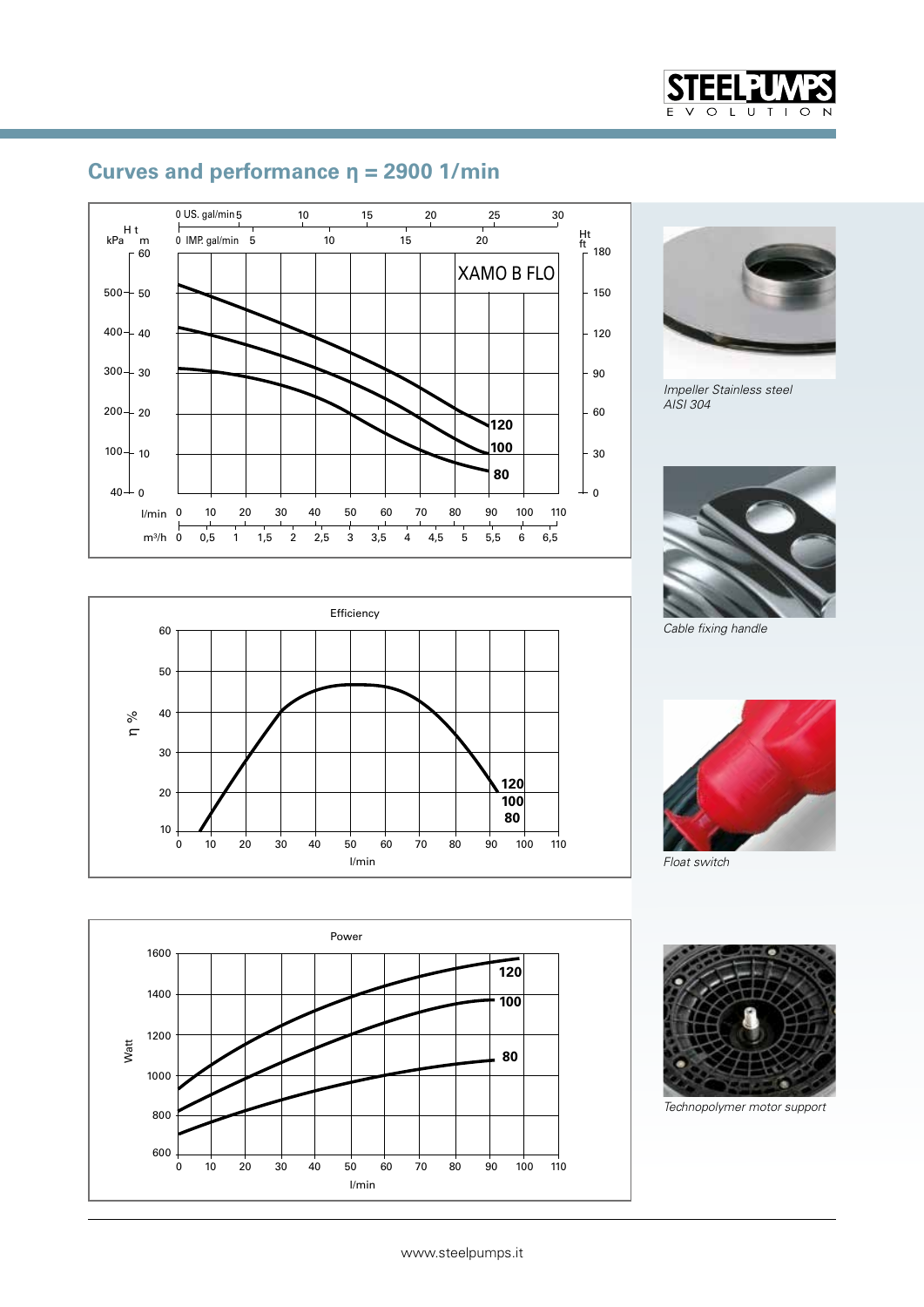## Curves and performance η = 2900 1/min

US. gal/min 0 5 10 15 20 25 30
IMP. gal/min 0 5 10 15 20
H t
kPa m
Ht ft
XAMO B FLO
500 400 300 200 100 40
60 50 40 30 20 10 0
180 150 120 90 60 30 0
120
100
80
l/min 0 10 20 30 40 50 60 70 80 90 100 110
m³/h 0 0,5 1 1,5 2 2,5 3 3,5 4 4,5 5 5,5 6 6,5

Efficiency
η %
60 50 40 30 20 10
120
100
80
0 10 20 30 40 50 60 70 80 90 100 110
l/min

Power
Watt
1600 1400 1200 1000 800 600
120
100
80
0 10 20 30 40 50 60 70 80 90 100 110
l/min

*Impeller Stainless steel AISI 304*

*Cable fixing handle*

*Float switch*

*Technopolymer motor support*

www.steelpumps.it